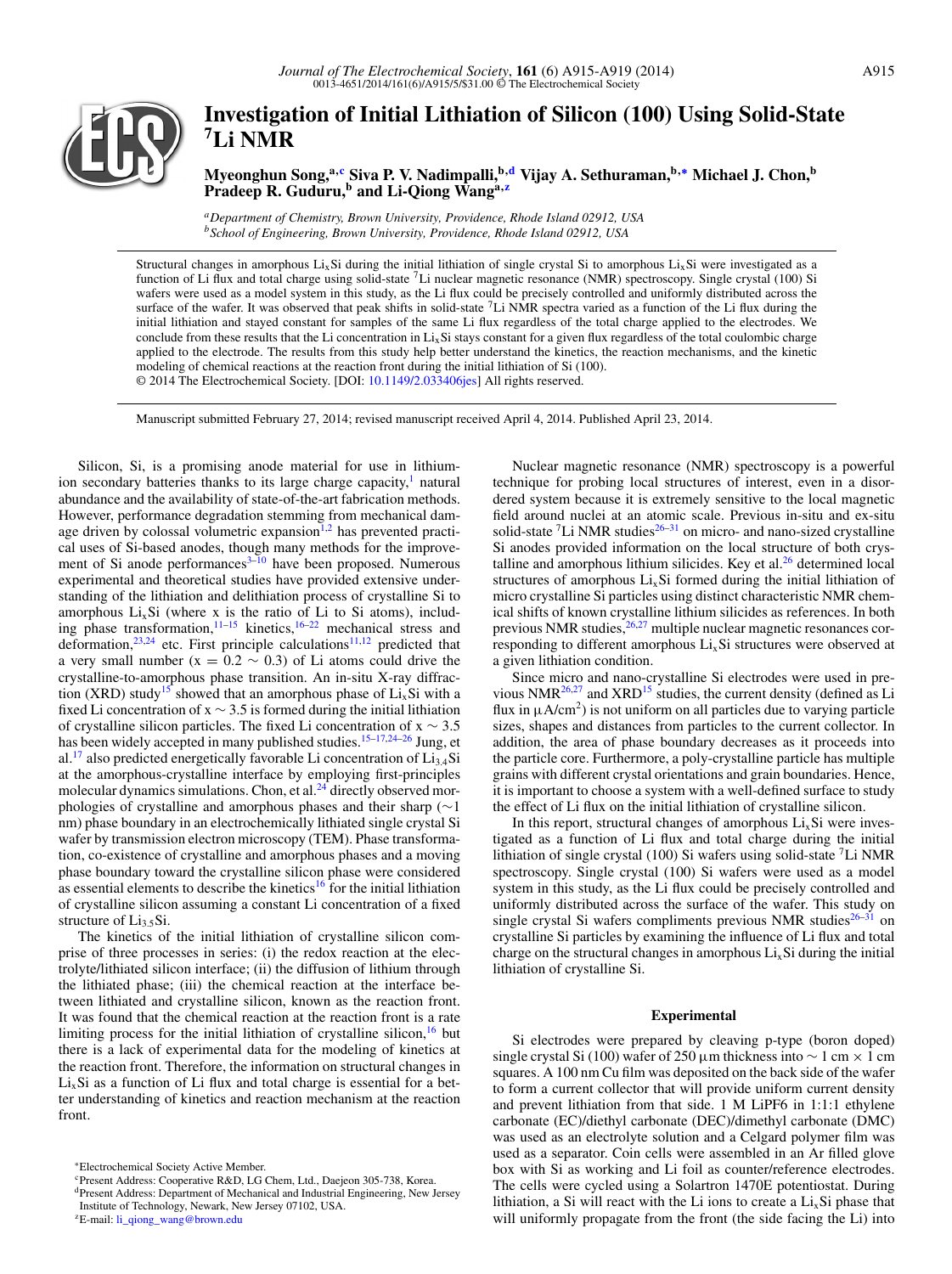# Investigation of Initial Lithiation of Silicon (100) Using Solid-State $^7$Li NMR

**Myeonghun Song,[a,c] Siva P. V. Nadimpalli,[b,d] Vijay A. Sethuraman,[b,*] Michael J. Chon,[b] Pradeep R. Guduru,[b] and Li-Qiong Wang[a,z]**

[a] *Department of Chemistry, Brown University, Providence, Rhode Island 02912, USA*
[b] *School of Engineering, Brown University, Providence, Rhode Island 02912, USA*

Structural changes in amorphous $Li_xSi$ during the initial lithiation of single crystal Si to amorphous $Li_xSi$ were investigated as a function of Li flux and total charge using solid-state $^7$Li nuclear magnetic resonance (NMR) spectroscopy. Single crystal (100) Si wafers were used as a model system in this study, as the Li flux could be precisely controlled and uniformly distributed across the surface of the wafer. It was observed that peak shifts in solid-state $^7$Li NMR spectra varied as a function of the Li flux during the initial lithiation and stayed constant for samples of the same Li flux regardless of the total charge applied to the electrodes. We conclude from these results that the Li concentration in $Li_xSi$ stays constant for a given flux regardless of the total coulombic charge applied to the electrode. The results from this study help better understand the kinetics, the reaction mechanisms, and the kinetic modeling of chemical reactions at the reaction front during the initial lithiation of Si (100).
© 2014 The Electrochemical Society. [DOI: 10.1149/2.033406jes] All rights reserved.

Manuscript submitted February 27, 2014; revised manuscript received April 4, 2014. Published April 23, 2014.

Silicon, Si, is a promising anode material for use in lithium-ion secondary batteries thanks to its large charge capacity,[1] natural abundance and the availability of state-of-the-art fabrication methods. However, performance degradation stemming from mechanical damage driven by colossal volumetric expansion[1,2] has prevented practical uses of Si-based anodes, though many methods for the improvement of Si anode performances[3–10] have been proposed. Numerous experimental and theoretical studies have provided extensive understanding of the lithiation and delithiation process of crystalline Si to amorphous $Li_xSi$ (where x is the ratio of Li to Si atoms), including phase transformation,[11–15] kinetics,[16–22] mechanical stress and deformation,[23,24] etc. First principle calculations[11,12] predicted that a very small number ($x = 0.2 \sim 0.3$) of Li atoms could drive the crystalline-to-amorphous phase transition. An in-situ X-ray diffraction (XRD) study[15] showed that an amorphous phase of $Li_xSi$ with a fixed Li concentration of $x \sim 3.5$ is formed during the initial lithiation of crystalline silicon particles. The fixed Li concentration of $x \sim 3.5$ has been widely accepted in many published studies.[15–17,24–26] Jung, et al.[17] also predicted energetically favorable Li concentration of $Li_{3.4}Si$ at the amorphous-crystalline interface by employing first-principles molecular dynamics simulations. Chon, et al.[24] directly observed morphologies of crystalline and amorphous phases and their sharp ($\sim$1 nm) phase boundary in an electrochemically lithiated single crystal Si wafer by transmission electron microscopy (TEM). Phase transformation, co-existence of crystalline and amorphous phases and a moving phase boundary toward the crystalline silicon phase were considered as essential elements to describe the kinetics[16] for the initial lithiation of crystalline silicon assuming a constant Li concentration of a fixed structure of $Li_{3.5}Si$.

The kinetics of the initial lithiation of crystalline silicon comprise of three processes in series: (i) the redox reaction at the electrolyte/lithiated silicon interface; (ii) the diffusion of lithium through the lithiated phase; (iii) the chemical reaction at the interface between lithiated and crystalline silicon, known as the reaction front. It was found that the chemical reaction at the reaction front is a rate limiting process for the initial lithiation of crystalline silicon,[16] but there is a lack of experimental data for the modeling of kinetics at the reaction front. Therefore, the information on structural changes in $Li_xSi$ as a function of Li flux and total charge is essential for a better understanding of kinetics and reaction mechanism at the reaction front.

Nuclear magnetic resonance (NMR) spectroscopy is a powerful technique for probing local structures of interest, even in a disordered system because it is extremely sensitive to the local magnetic field around nuclei at an atomic scale. Previous in-situ and ex-situ solid-state $^7$Li NMR studies[26–31] on micro- and nano-sized crystalline Si anodes provided information on the local structure of both crystalline and amorphous lithium silicides. Key et al.[26] determined local structures of amorphous $Li_xSi$ formed during the initial lithiation of micro crystalline Si particles using distinct characteristic NMR chemical shifts of known crystalline lithium silicides as references. In both previous NMR studies,[26,27] multiple nuclear magnetic resonances corresponding to different amorphous $Li_xSi$ structures were observed at a given lithiation condition.

Since micro and nano-crystalline Si electrodes were used in previous NMR[26,27] and XRD[15] studies, the current density (defined as Li flux in $\mu A/cm^2$) is not uniform on all particles due to varying particle sizes, shapes and distances from particles to the current collector. In addition, the area of phase boundary decreases as it proceeds into the particle core. Furthermore, a poly-crystalline particle has multiple grains with different crystal orientations and grain boundaries. Hence, it is important to choose a system with a well-defined surface to study the effect of Li flux on the initial lithiation of crystalline silicon.

In this report, structural changes of amorphous $Li_xSi$ were investigated as a function of Li flux and total charge during the initial lithiation of single crystal (100) Si wafers using solid-state $^7$Li NMR spectroscopy. Single crystal (100) Si wafers were used as a model system in this study, as the Li flux could be precisely controlled and uniformly distributed across the surface of the wafer. This study on single crystal Si wafers compliments previous NMR studies[26–31] on crystalline Si particles by examining the influence of Li flux and total charge on the structural changes in amorphous $Li_xSi$ during the initial lithiation of crystalline Si.

## Experimental

Si electrodes were prepared by cleaving p-type (boron doped) single crystal Si (100) wafer of 250 μm thickness into $\sim$ 1 cm × 1 cm squares. A 100 nm Cu film was deposited on the back side of the wafer to form a current collector that will provide uniform current density and prevent lithiation from that side. 1 M $LiPF_6$ in 1:1:1 ethylene carbonate (EC)/diethyl carbonate (DEC)/dimethyl carbonate (DMC) was used as an electrolyte solution and a Celgard polymer film was used as a separator. Coin cells were assembled in an Ar filled glove box with Si as working and Li foil as counter/reference electrodes. The cells were cycled using a Solartron 1470E potentiostat. During lithiation, a Si will react with the Li ions to create a $Li_xSi$ phase that will uniformly propagate from the front (the side facing the Li) into

*Electrochemical Society Active Member.
[c] Present Address: Cooperative R&D, LG Chem, Ltd., Daejeon 305-738, Korea.
[d] Present Address: Department of Mechanical and Industrial Engineering, New Jersey Institute of Technology, Newark, New Jersey 07102, USA.
[z] E-mail: li_qiong_wang@brown.edu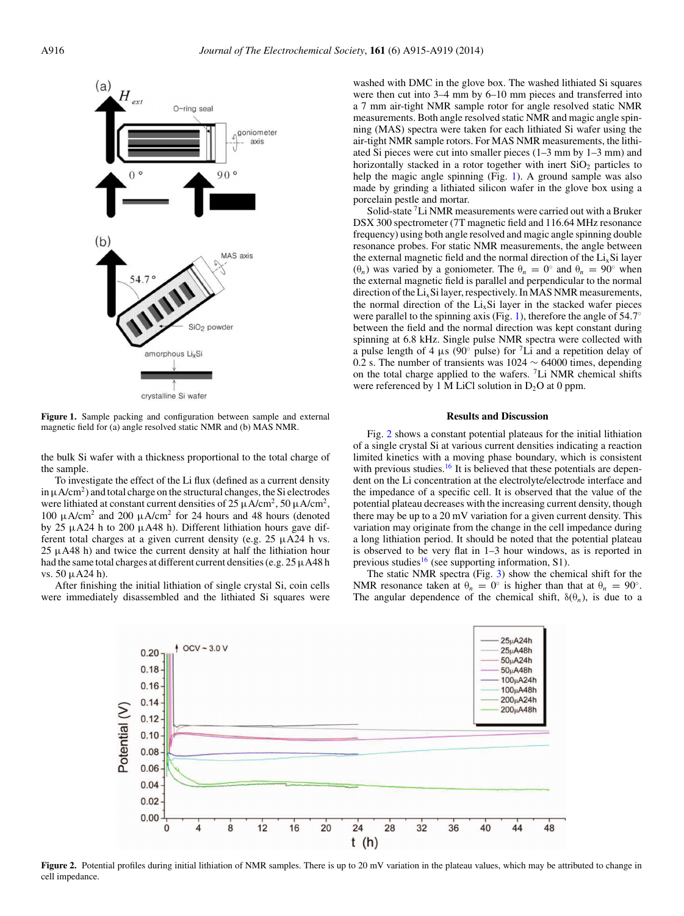**Figure 1.** Sample packing and configuration between sample and external magnetic field for (a) angle resolved static NMR and (b) MAS NMR.

the bulk Si wafer with a thickness proportional to the total charge of the sample.

To investigate the effect of the Li flux (defined as a current density in μA/cm$^2$) and total charge on the structural changes, the Si electrodes were lithiated at constant current densities of 25 μA/cm$^2$, 50 μA/cm$^2$, 100 μA/cm$^2$ and 200 μA/cm$^2$ for 24 hours and 48 hours (denoted by 25 μA24 h to 200 μA48 h). Different lithiation hours gave different total charges at a given current density (e.g. 25 μA24 h vs. 25 μA48 h) and twice the current density at half the lithiation hour had the same total charges at different current densities (e.g. 25 μA48 h vs. 50 μA24 h).

After finishing the initial lithiation of single crystal Si, coin cells were immediately disassembled and the lithiated Si squares were washed with DMC in the glove box. The washed lithiated Si squares were then cut into 3–4 mm by 6–10 mm pieces and transferred into a 7 mm air-tight NMR sample rotor for angle resolved static NMR measurements. Both angle resolved static NMR and magic angle spinning (MAS) spectra were taken for each lithiated Si wafer using the air-tight NMR sample rotors. For MAS NMR measurements, the lithiated Si pieces were cut into smaller pieces (1–3 mm by 1–3 mm) and horizontally stacked in a rotor together with inert $SiO_2$ particles to help the magic angle spinning (Fig. 1). A ground sample was also made by grinding a lithiated silicon wafer in the glove box using a porcelain pestle and mortar.

Solid-state $^7$Li NMR measurements were carried out with a Bruker DSX 300 spectrometer (7T magnetic field and 116.64 MHz resonance frequency) using both angle resolved and magic angle spinning double resonance probes. For static NMR measurements, the angle between the external magnetic field and the normal direction of the $Li_xSi$ layer ($\theta_n$) was varied by a goniometer. The $\theta_n = 0°$ and $\theta_n = 90°$ when the external magnetic field is parallel and perpendicular to the normal direction of the $Li_xSi$ layer, respectively. In MAS NMR measurements, the normal direction of the $Li_xSi$ layer in the stacked wafer pieces were parallel to the spinning axis (Fig. 1), therefore the angle of 54.7° between the field and the normal direction was kept constant during spinning at 6.8 kHz. Single pulse NMR spectra were collected with a pulse length of 4 μs (90° pulse) for $^7$Li and a repetition delay of 0.2 s. The number of transients was 1024 ∼ 64000 times, depending on the total charge applied to the wafers. $^7$Li NMR chemical shifts were referenced by 1 M LiCl solution in $D_2O$ at 0 ppm.

## Results and Discussion

Fig. 2 shows a constant potential plateaus for the initial lithiation of a single crystal Si at various current densities indicating a reaction limited kinetics with a moving phase boundary, which is consistent with previous studies.[16] It is believed that these potentials are dependent on the Li concentration at the electrolyte/electrode interface and the impedance of a specific cell. It is observed that the value of the potential plateau decreases with the increasing current density, though there may be up to a 20 mV variation for a given current density. This variation may originate from the change in the cell impedance during a long lithiation period. It should be noted that the potential plateau is observed to be very flat in 1–3 hour windows, as is reported in previous studies[16] (see supporting information, S1).

The static NMR spectra (Fig. 3) show the chemical shift for the NMR resonance taken at $\theta_n = 0°$ is higher than that at $\theta_n = 90°$. The angular dependence of the chemical shift, $\delta(\theta_n)$, is due to a

**Figure 2.** Potential profiles during initial lithiation of NMR samples. There is up to 20 mV variation in the plateau values, which may be attributed to change in cell impedance.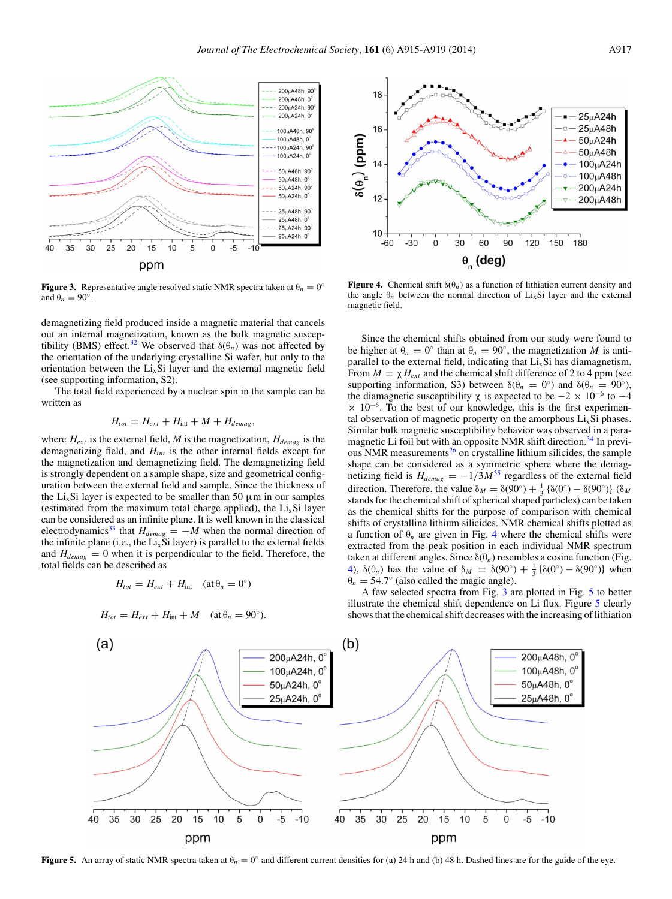Figure 3. Representative angle resolved static NMR spectra taken at $\theta_n = 0°$ and $\theta_n = 90°$.

Figure 4. Chemical shift $\delta(\theta_n)$ as a function of lithiation current density and the angle $\theta_n$ between the normal direction of $Li_xSi$ layer and the external magnetic field.

demagnetizing field produced inside a magnetic material that cancels out an internal magnetization, known as the bulk magnetic susceptibility (BMS) effect.[32] We observed that $\delta(\theta_n)$ was not affected by the orientation of the underlying crystalline Si wafer, but only to the orientation between the $Li_xSi$ layer and the external magnetic field (see supporting information, S2).

The total field experienced by a nuclear spin in the sample can be written as

$$H_{tot} = H_{ext} + H_{\mathrm{int}} + M + H_{demag},$$

where $H_{ext}$ is the external field, $M$ is the magnetization, $H_{demag}$ is the demagnetizing field, and $H_{int}$ is the other internal fields except for the magnetization and demagnetizing field. The demagnetizing field is strongly dependent on a sample shape, size and geometrical configuration between the external field and sample. Since the thickness of the $Li_xSi$ layer is expected to be smaller than 50 μm in our samples (estimated from the maximum total charge applied), the $Li_xSi$ layer can be considered as an infinite plane. It is well known in the classical electrodynamics[33] that $H_{demag} = -M$ when the normal direction of the infinite plane (i.e., the $Li_xSi$ layer) is parallel to the external fields and $H_{demag} = 0$ when it is perpendicular to the field. Therefore, the total fields can be described as

$$H_{tot} = H_{ext} + H_{\mathrm{int}} \quad (\text{at } \theta_n = 0°)$$

$$H_{tot} = H_{ext} + H_{\mathrm{int}} + M \quad (\text{at } \theta_n = 90°).$$

Since the chemical shifts obtained from our study were found to be higher at $\theta_n = 0°$ than at $\theta_n = 90°$, the magnetization $M$ is anti-parallel to the external field, indicating that $Li_xSi$ has diamagnetism. From $M = \chi H_{ext}$ and the chemical shift difference of 2 to 4 ppm (see supporting information, S3) between $\delta(\theta_n = 0°)$ and $\delta(\theta_n = 90°)$, the diamagnetic susceptibility $\chi$ is expected to be $-2 \times 10^{-6}$ to $-4 \times 10^{-6}$. To the best of our knowledge, this is the first experimental observation of magnetic property on the amorphous $Li_xSi$ phases. Similar bulk magnetic susceptibility behavior was observed in a paramagnetic Li foil but with an opposite NMR shift direction.[34] In previous NMR measurements[26] on crystalline lithium silicides, the sample shape can be considered as a symmetric sphere where the demagnetizing field is $H_{demag} = -1/3M$[35] regardless of the external field direction. Therefore, the value $\delta_M = \delta(90°) + \frac{1}{3}\{\delta(0°) - \delta(90°)\}$ ($\delta_M$ stands for the chemical shift of spherical shaped particles) can be taken as the chemical shifts for the purpose of comparison with chemical shifts of crystalline lithium silicides. NMR chemical shifts plotted as a function of $\theta_n$ are given in Fig. 4 where the chemical shifts were extracted from the peak position in each individual NMR spectrum taken at different angles. Since $\delta(\theta_n)$ resembles a cosine function (Fig. 4), $\delta(\theta_n)$ has the value of $\delta_M = \delta(90°) + \frac{1}{3}\{\delta(0°) - \delta(90°)\}$ when $\theta_n = 54.7°$ (also called the magic angle).

A few selected spectra from Fig. 3 are plotted in Fig. 5 to better illustrate the chemical shift dependence on Li flux. Figure 5 clearly shows that the chemical shift decreases with the increasing of lithiation

Figure 5. An array of static NMR spectra taken at $\theta_n = 0°$ and different current densities for (a) 24 h and (b) 48 h. Dashed lines are for the guide of the eye.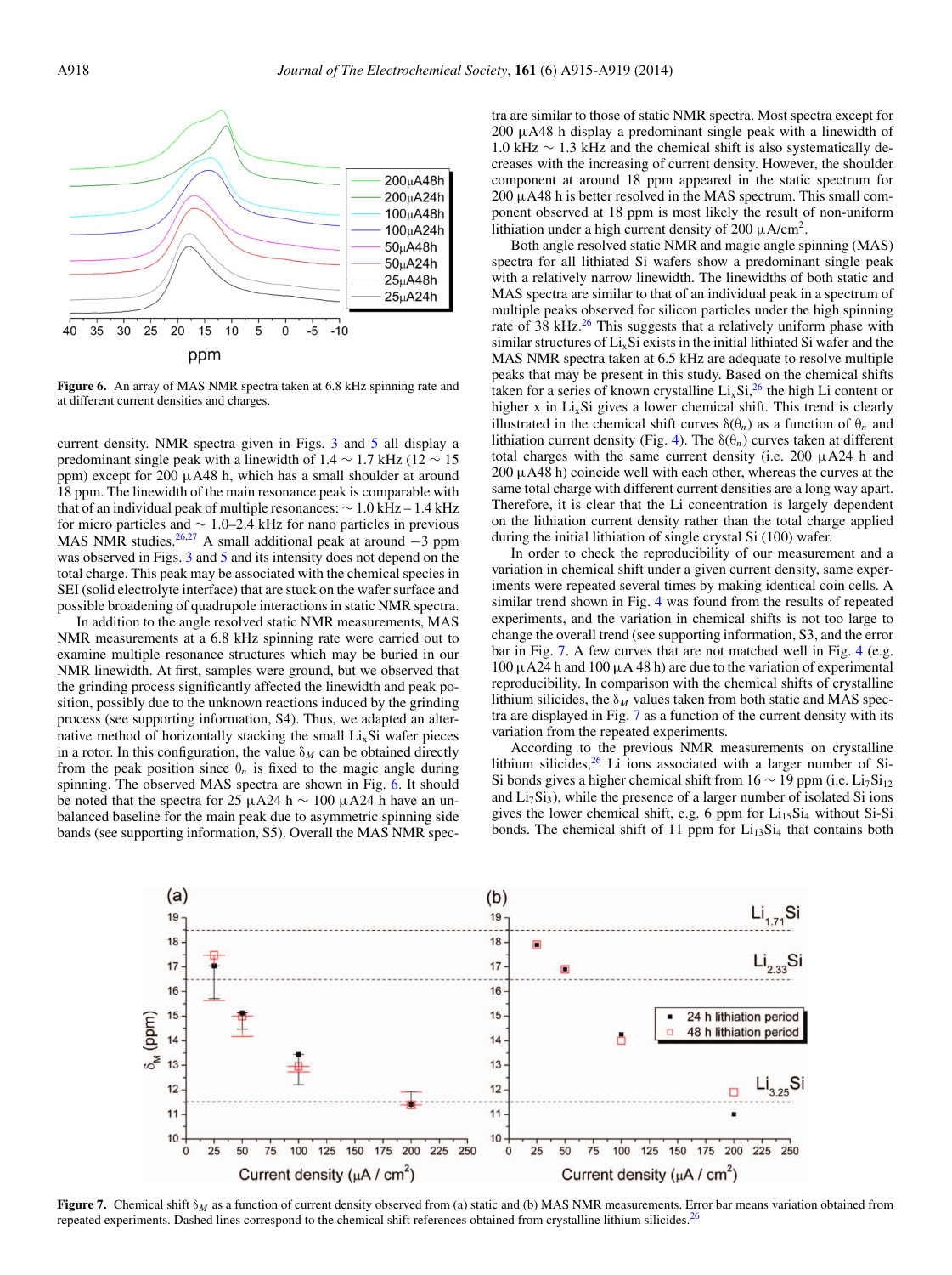Figure 6. An array of MAS NMR spectra taken at 6.8 kHz spinning rate and at different current densities and charges.

current density. NMR spectra given in Figs. 3 and 5 all display a predominant single peak with a linewidth of 1.4 ∼ 1.7 kHz (12 ∼ 15 ppm) except for 200 μA48 h, which has a small shoulder at around 18 ppm. The linewidth of the main resonance peak is comparable with that of an individual peak of multiple resonances: ∼ 1.0 kHz – 1.4 kHz for micro particles and ∼ 1.0–2.4 kHz for nano particles in previous MAS NMR studies.[26,27] A small additional peak at around −3 ppm was observed in Figs. 3 and 5 and its intensity does not depend on the total charge. This peak may be associated with the chemical species in SEI (solid electrolyte interface) that are stuck on the wafer surface and possible broadening of quadrupole interactions in static NMR spectra.

In addition to the angle resolved static NMR measurements, MAS NMR measurements at a 6.8 kHz spinning rate were carried out to examine multiple resonance structures which may be buried in our NMR linewidth. At first, samples were ground, but we observed that the grinding process significantly affected the linewidth and peak position, possibly due to the unknown reactions induced by the grinding process (see supporting information, S4). Thus, we adapted an alternative method of horizontally stacking the small $Li_xSi$ wafer pieces in a rotor. In this configuration, the value $\delta_M$ can be obtained directly from the peak position since $\theta_n$ is fixed to the magic angle during spinning. The observed MAS spectra are shown in Fig. 6. It should be noted that the spectra for 25 μA24 h ∼ 100 μA24 h have an unbalanced baseline for the main peak due to asymmetric spinning side bands (see supporting information, S5). Overall the MAS NMR spectra are similar to those of static NMR spectra. Most spectra except for 200 μA48 h display a predominant single peak with a linewidth of 1.0 kHz ∼ 1.3 kHz and the chemical shift is also systematically decreases with the increasing of current density. However, the shoulder component at around 18 ppm appeared in the static spectrum for 200 μA48 h is better resolved in the MAS spectrum. This small component observed at 18 ppm is most likely the result of non-uniform lithiation under a high current density of 200 μA/cm$^2$.

Both angle resolved static NMR and magic angle spinning (MAS) spectra for all lithiated Si wafers show a predominant single peak with a relatively narrow linewidth. The linewidths of both static and MAS spectra are similar to that of an individual peak in a spectrum of multiple peaks observed for silicon particles under the high spinning rate of 38 kHz.[26] This suggests that a relatively uniform phase with similar structures of $Li_xSi$ exists in the initial lithiated Si wafer and the MAS NMR spectra at 6.5 kHz are adequate to resolve multiple peaks that may be present in this study. Based on the chemical shifts taken for a series of known crystalline $Li_xSi$,[26] the high Li content or higher x in $Li_xSi$ gives a lower chemical shift. This trend is clearly illustrated in the chemical shift curves $\delta(\theta_n)$ as a function of $\theta_n$ and lithiation current density (Fig. 4). The $\delta(\theta_n)$ curves taken at different total charges with the same current density (i.e. 200 μA24 h and 200 μA48 h) coincide well with each other, whereas the curves at the same total charge with different current densities are a long way apart. Therefore, it is clear that the Li concentration is largely dependent on the lithiation current density rather than the total charge applied during the initial lithiation of single crystal Si (100) wafer.

In order to check the reproducibility of our measurement and a variation in chemical shift under a given current density, same experiments were repeated several times by making identical coin cells. A similar trend shown in Fig. 4 was found from the results of repeated experiments, and the variation in chemical shifts is not too large to change the overall trend (see supporting information, S3, and the error bar in Fig. 7. A few curves that are not matched well in Fig. 4 (e.g. 100 μA24 h and 100 μA 48 h) are due to the variation of experimental reproducibility. In comparison with the chemical shifts of crystalline lithium silicides, the $\delta_M$ values taken from both static and MAS spectra are displayed in Fig. 7 as a function of the current density with its variation from the repeated experiments.

According to the previous NMR measurements on crystalline lithium silicides,[26] Li ions associated with a larger number of Si-Si bonds gives a higher chemical shift from 16 ∼ 19 ppm (i.e. $Li_7Si_{12}$ and $Li_7Si_3$), while the presence of a larger number of isolated Si ions gives the lower chemical shift, e.g. 6 ppm for $Li_{15}Si_4$ without Si-Si bonds. The chemical shift of 11 ppm for $Li_{13}Si_4$ that contains both

Figure 7. Chemical shift $\delta_M$ as a function of current density observed from (a) static and (b) MAS NMR measurements. Error bar means variation obtained from repeated experiments. Dashed lines correspond to the chemical shift references obtained from crystalline lithium silicides.[26]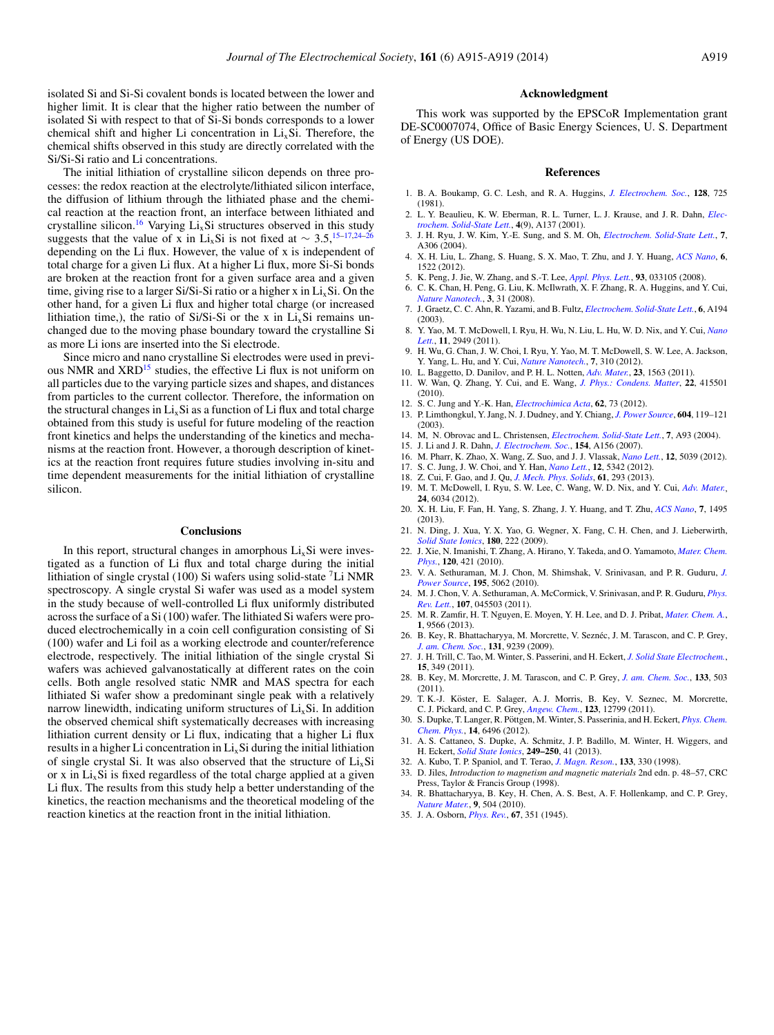isolated Si and Si-Si covalent bonds is located between the lower and higher limit. It is clear that the higher ratio between the number of isolated Si with respect to that of Si-Si bonds corresponds to a lower chemical shift and higher Li concentration in $Li_xSi$. Therefore, the chemical shifts observed in this study are directly correlated with the Si/Si-Si ratio and Li concentrations.

The initial lithiation of crystalline silicon depends on three processes: the redox reaction at the electrolyte/lithiated silicon interface, the diffusion of lithium through the lithiated phase and the chemical reaction at the reaction front, an interface between lithiated and crystalline silicon.[16] Varying $Li_xSi$ structures observed in this study suggests that the value of x in $Li_xSi$ is not fixed at $\sim 3.5$,[15–17,24–26] depending on the Li flux. However, the value of x is independent of total charge for a given Li flux. At a higher Li flux, more Si-Si bonds are broken at the reaction front for a given surface area and a given time, giving rise to a larger Si/Si-Si ratio or a higher x in $Li_xSi$. On the other hand, for a given Li flux and higher total charge (or increased lithiation time,), the ratio of Si/Si-Si or the x in $Li_xSi$ remains unchanged due to the moving phase boundary toward the crystalline Si as more Li ions are inserted into the Si electrode.

Since micro and nano crystalline Si electrodes were used in previous NMR and XRD[15] studies, the effective Li flux is not uniform on all particles due to the varying particle sizes and shapes, and distances from particles to the current collector. Therefore, the information on the structural changes in $Li_xSi$ as a function of Li flux and total charge obtained from this study is useful for future modeling of the reaction front kinetics and helps the understanding of the kinetics and mechanisms at the reaction front. However, a thorough description of kinetics at the reaction front requires future studies involving in-situ and time dependent measurements for the initial lithiation of crystalline silicon.

## Conclusions

In this report, structural changes in amorphous $Li_xSi$ were investigated as a function of Li flux and total charge during the initial lithiation of single crystal (100) Si wafers using solid-state $^7$Li NMR spectroscopy. A single crystal Si wafer was used as a model system in the study because of well-controlled Li flux uniformly distributed across the surface of a Si (100) wafer. The lithiated Si wafers were produced electrochemically in a coin cell configuration consisting of Si (100) wafer and Li foil as a working electrode and counter/reference electrode, respectively. The initial lithiation of the single crystal Si wafers was achieved galvanostatically at different rates on the coin cells. Both angle resolved static NMR and MAS spectra for each lithiated Si wafer show a predominant single peak with a relatively narrow linewidth, indicating uniform structures of $Li_xSi$. In addition the observed chemical shift systematically decreases with increasing lithiation current density or Li flux, indicating that a higher Li flux results in a higher Li concentration in $Li_xSi$ during the initial lithiation of single crystal Si. It was also observed that the structure of $Li_xSi$ or x in $Li_xSi$ is fixed regardless of the total charge applied at a given Li flux. The results from this study help a better understanding of the kinetics, the reaction mechanisms and the theoretical modeling of the reaction kinetics at the reaction front in the initial lithiation.

## Acknowledgment

This work was supported by the EPSCoR Implementation grant DE-SC0007074, Office of Basic Energy Sciences, U. S. Department of Energy (US DOE).

## References

1. B. A. Boukamp, G. C. Lesh, and R. A. Huggins, *J. Electrochem. Soc.*, **128**, 725 (1981).
2. L. Y. Beaulieu, K. W. Eberman, R. L. Turner, L. J. Krause, and J. R. Dahn, *Electrochem. Solid-State Lett.*, **4**(9), A137 (2001).
3. J. H. Ryu, J. W. Kim, Y.-E. Sung, and S. M. Oh, *Electrochem. Solid-State Lett.*, **7**, A306 (2004).
4. X. H. Liu, L. Zhang, S. Huang, S. X. Mao, T. Zhu, and J. Y. Huang, *ACS Nano*, **6**, 1522 (2012).
5. K. Peng, J. Jie, W. Zhang, and S.-T. Lee, *Appl. Phys. Lett.*, **93**, 033105 (2008).
6. C. K. Chan, H. Peng, G. Liu, K. McIlwrath, X. F. Zhang, R. A. Huggins, and Y. Cui, *Nature Nanotech.*, **3**, 31 (2008).
7. J. Graetz, C. C. Ahn, R. Yazami, and B. Fultz, *Electrochem. Solid-State Lett.*, **6**, A194 (2003).
8. Y. Yao, M. T. McDowell, I. Ryu, H. Wu, N. Liu, L. Hu, W. D. Nix, and Y. Cui, *Nano Lett.*, **11**, 2949 (2011).
9. H. Wu, G. Chan, J. W. Choi, I. Ryu, Y. Yao, M. T. McDowell, S. W. Lee, A. Jackson, Y. Yang, L. Hu, and Y. Cui, *Nature Nanotech.*, **7**, 310 (2012).
10. L. Baggetto, D. Danilov, and P. H. L. Notten, *Adv. Mater.*, **23**, 1563 (2011).
11. W. Wan, Q. Zhang, Y. Cui, and E. Wang, *J. Phys.: Condens. Matter*, **22**, 415501 (2010).
12. S. C. Jung and Y.-K. Han, *Electrochimica Acta*, **62**, 73 (2012).
13. P. Limthongkul, Y. Jang, N. J. Dudney, and Y. Chiang, *J. Power Source*, **604**, 119–121 (2003).
14. M, N. Obrovac and L. Christensen, *Electrochem. Solid-State Lett.*, **7**, A93 (2004).
15. J. Li and J. R. Dahn, *J. Electrochem. Soc.*, **154**, A156 (2007).
16. M. Pharr, K. Zhao, X. Wang, Z. Suo, and J. J. Vlassak, *Nano Lett.*, **12**, 5039 (2012).
17. S. C. Jung, J. W. Choi, and Y. Han, *Nano Lett.*, **12**, 5342 (2012).
18. Z. Cui, F. Gao, and J. Qu, *J. Mech. Phys. Solids*, **61**, 293 (2013).
19. M. T. McDowell, I. Ryu, S. W. Lee, C. Wang, W. D. Nix, and Y. Cui, *Adv. Mater.*, **24**, 6034 (2012).
20. X. H. Liu, F. Fan, H. Yang, S. Zhang, J. Y. Huang, and T. Zhu, *ACS Nano*, **7**, 1495 (2013).
21. N. Ding, J. Xua, Y. X. Yao, G. Wegner, X. Fang, C. H. Chen, and J. Lieberwirth, *Solid State Ionics*, **180**, 222 (2009).
22. J. Xie, N. Imanishi, T. Zhang, A. Hirano, Y. Takeda, and O. Yamamoto, *Mater. Chem. Phys.*, **120**, 421 (2010).
23. V. A. Sethuraman, M. J. Chon, M. Shimshak, V. Srinivasan, and P. R. Guduru, *J. Power Source*, **195**, 5062 (2010).
24. M. J. Chon, V. A. Sethuraman, A. McCormick, V. Srinivasan, and P. R. Guduru, *Phys. Rev. Lett.*, **107**, 045503 (2011).
25. M. R. Zamfir, H. T. Nguyen, E. Moyen, Y. H. Lee, and D. J. Pribat, *Mater. Chem. A.*, **1**, 9566 (2013).
26. B. Key, R. Bhattacharyya, M. Morcrette, V. Seznéc, J. M. Tarascon, and C. P. Grey, *J. am. Chem. Soc.*, **131**, 9239 (2009).
27. J. H. Trill, C. Tao, M. Winter, S. Passerini, and H. Eckert, *J. Solid State Electrochem.*, **15**, 349 (2011).
28. B. Key, M. Morcrette, J. M. Tarascon, and C. P. Grey, *J. am. Chem. Soc.*, **133**, 503 (2011).
29. T. K.-J. Köster, E. Salager, A. J. Morris, B. Key, V. Seznec, M. Morcrette, C. J. Pickard, and C. P. Grey, *Angew. Chem.*, **123**, 12799 (2011).
30. S. Dupke, T. Langer, R. Pöttgen, M. Winter, S. Passerinia, and H. Eckert, *Phys. Chem. Chem. Phys.*, **14**, 6496 (2012).
31. A. S. Cattaneo, S. Dupke, A. Schmitz, J. P. Badillo, M. Winter, H. Wiggers, and H. Eckert, *Solid State Ionics*, **249–250**, 41 (2013).
32. A. Kubo, T. P. Spaniol, and T. Terao, *J. Magn. Reson.*, **133**, 330 (1998).
33. D. Jiles, *Introduction to magnetism and magnetic materials* 2nd edn. p. 48–57, CRC Press, Taylor & Francis Group (1998).
34. R. Bhattacharyya, B. Key, H. Chen, A. S. Best, A. F. Hollenkamp, and C. P. Grey, *Nature Mater.*, **9**, 504 (2010).
35. J. A. Osborn, *Phys. Rev.*, **67**, 351 (1945).